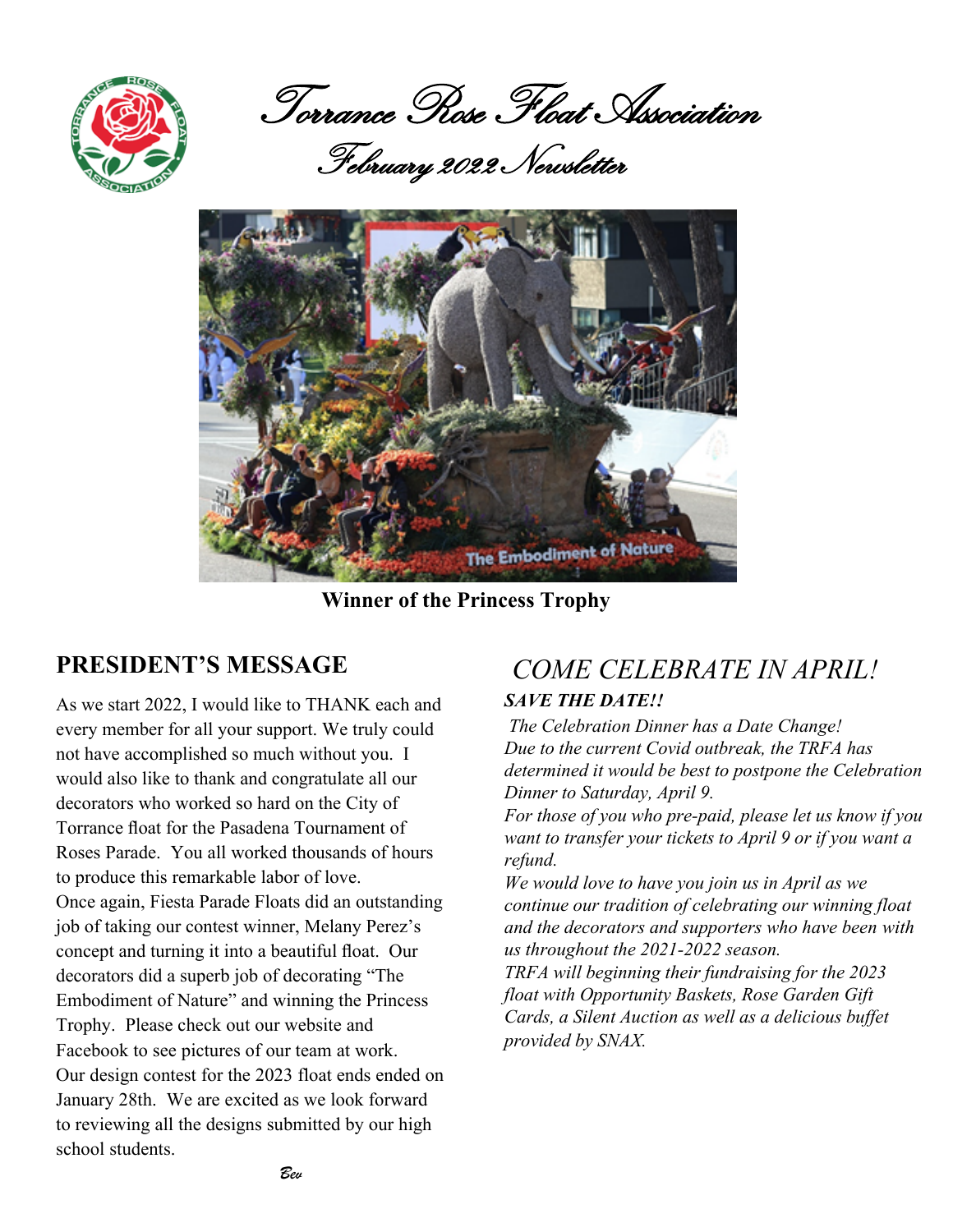# Torrance Rose Float Association

## February 2022 Newsletter

**Winner of the Princess Trophy**

## PRESIDENT'S MESSAGE

As we start 2022, I would like to THANK each and every member for all your support. We truly could not have accomplished so much without you. I would also like to thank and congratulate all our decorators who worked so hard on the City of Torrance float for the Pasadena Tournament of Roses Parade. You all worked thousands of hours to produce this remarkable labor of love.
Once again, Fiesta Parade Floats did an outstanding job of taking our contest winner, Melany Perez's concept and turning it into a beautiful float. Our decorators did a superb job of decorating "The Embodiment of Nature" and winning the Princess Trophy. Please check out our website and Facebook to see pictures of our team at work.
Our design contest for the 2023 float ends ended on January 28th. We are excited as we look forward to reviewing all the designs submitted by our high school students.

*Bev*

## *COME CELEBRATE IN APRIL!*

***SAVE THE DATE!!***

*The Celebration Dinner has a Date Change!*
*Due to the current Covid outbreak, the TRFA has determined it would be best to postpone the Celebration Dinner to Saturday, April 9.*
*For those of you who pre-paid, please let us know if you want to transfer your tickets to April 9 or if you want a refund.*
*We would love to have you join us in April as we continue our tradition of celebrating our winning float and the decorators and supporters who have been with us throughout the 2021-2022 season.*
*TRFA will beginning their fundraising for the 2023 float with Opportunity Baskets, Rose Garden Gift Cards, a Silent Auction as well as a delicious buffet provided by SNAX.*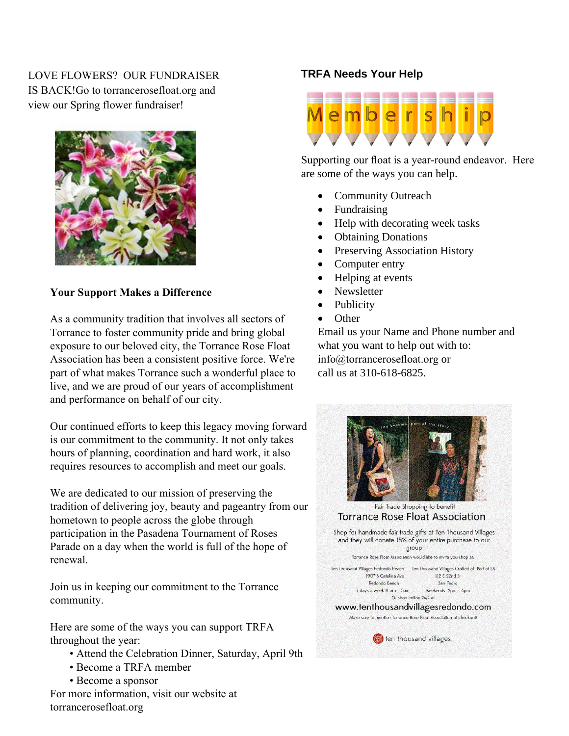LOVE FLOWERS? OUR FUNDRAISER IS BACK!Go to torrancerosefloat.org and view our Spring flower fundraiser!

**Your Support Makes a Difference**

As a community tradition that involves all sectors of Torrance to foster community pride and bring global exposure to our beloved city, the Torrance Rose Float Association has been a consistent positive force. We're part of what makes Torrance such a wonderful place to live, and we are proud of our years of accomplishment and performance on behalf of our city.

Our continued efforts to keep this legacy moving forward is our commitment to the community. It not only takes hours of planning, coordination and hard work, it also requires resources to accomplish and meet our goals.

We are dedicated to our mission of preserving the tradition of delivering joy, beauty and pageantry from our hometown to people across the globe through participation in the Pasadena Tournament of Roses Parade on a day when the world is full of the hope of renewal.

Join us in keeping our commitment to the Torrance community.

Here are some of the ways you can support TRFA throughout the year:

- Attend the Celebration Dinner, Saturday, April 9th
- Become a TRFA member
- Become a sponsor

For more information, visit our website at torrancerosefloat.org

### TRFA Needs Your Help

Membership

Supporting our float is a year-round endeavor. Here are some of the ways you can help.

- Community Outreach
- Fundraising
- Help with decorating week tasks
- Obtaining Donations
- Preserving Association History
- Computer entry
- Helping at events
- Newsletter
- Publicity
- Other

Email us your Name and Phone number and what you want to help out with to: info@torrancerosefloat.org or call us at 310-618-6825.

You become part of the story

Fair Trade Shopping to benefit

Torrance Rose Float Association

Shop for handmade fair trade gifts at Ten Thousand Villages and they will donate 15% of your entire purchase to our group

Torrance Rose Float Association would like to invite you shop at:

Ten Thousand Villages Redondo Beach
1907 S Catalina Ave
Redondo Beach
7 days a week 11 am – 5pm

Ten Thousand Villages Crafted at Port of LA
112 E 22nd St
San Pedro
Weekends 12pm – 6pm

Or shop online 24/7 at

www.tenthousandvillagesredondo.com

Make sure to mention Torrance Rose Float Association at checkout!

ten thousand villages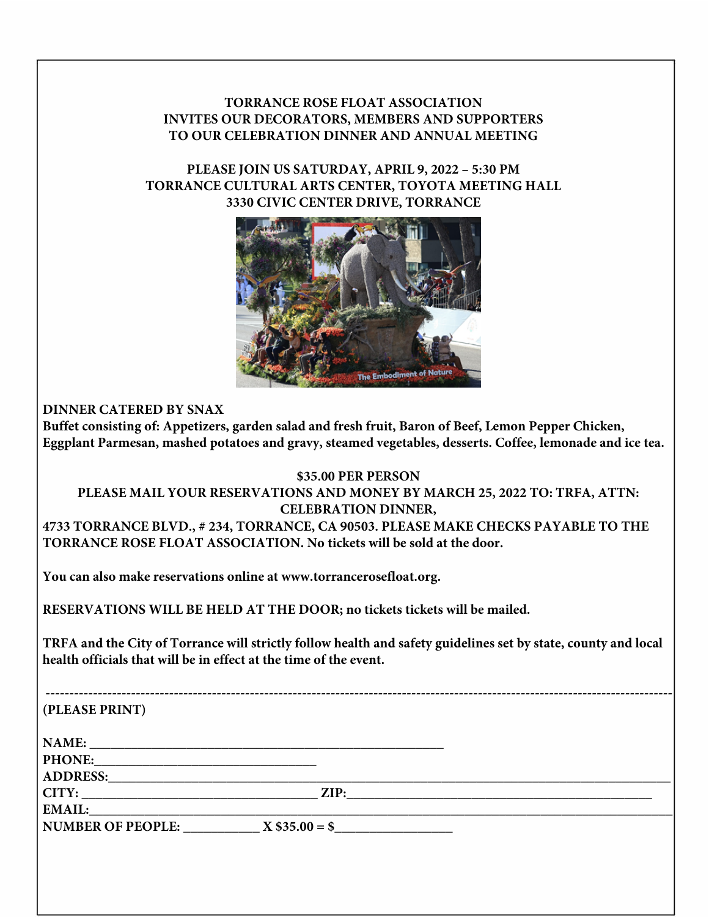**TORRANCE ROSE FLOAT ASSOCIATION**
**INVITES OUR DECORATORS, MEMBERS AND SUPPORTERS**
**TO OUR CELEBRATION DINNER AND ANNUAL MEETING**

**PLEASE JOIN US SATURDAY, APRIL 9, 2022 – 5:30 PM**
**TORRANCE CULTURAL ARTS CENTER, TOYOTA MEETING HALL**
**3330 CIVIC CENTER DRIVE, TORRANCE**

**DINNER CATERED BY SNAX**
**Buffet consisting of: Appetizers, garden salad and fresh fruit, Baron of Beef, Lemon Pepper Chicken, Eggplant Parmesan, mashed potatoes and gravy, steamed vegetables, desserts. Coffee, lemonade and ice tea.**

**$35.00 PER PERSON**
**PLEASE MAIL YOUR RESERVATIONS AND MONEY BY MARCH 25, 2022 TO: TRFA, ATTN: CELEBRATION DINNER,**
**4733 TORRANCE BLVD., # 234, TORRANCE, CA 90503. PLEASE MAKE CHECKS PAYABLE TO THE TORRANCE ROSE FLOAT ASSOCIATION. No tickets will be sold at the door.**

**You can also make reservations online at www.torrancerosefloat.org.**

**RESERVATIONS WILL BE HELD AT THE DOOR; no tickets tickets will be mailed.**

**TRFA and the City of Torrance will strictly follow health and safety guidelines set by state, county and local health officials that will be in effect at the time of the event.**

---

**(PLEASE PRINT)**

**NAME:** ____________________________________________________

**PHONE:** ________________________________

**ADDRESS:** ____________________________________________________________________________________

**CITY:** ___________________________________ **ZIP:** ____________________________________________

**EMAIL:** ____________________________________________________________________________________

**NUMBER OF PEOPLE:** ___________ **X $35.00 = $** _________________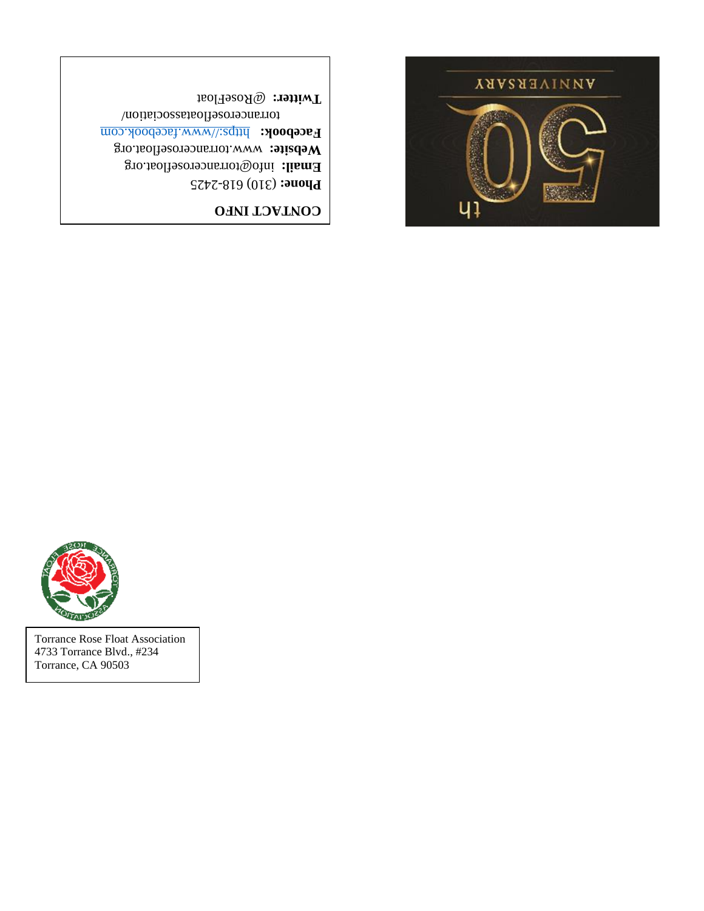**CONTACT INFO**

**Phone:** (310) 618-2425

**Email:** info@torranceerosefloat.org

**Website:** www.torranceerosefloat.org

**Facebook:** https://www.facebook.com/torranceerosefloatassociation/

**Twitter:** @RoseFloat

Torrance Rose Float Association
4733 Torrance Blvd., #234
Torrance, CA 90503